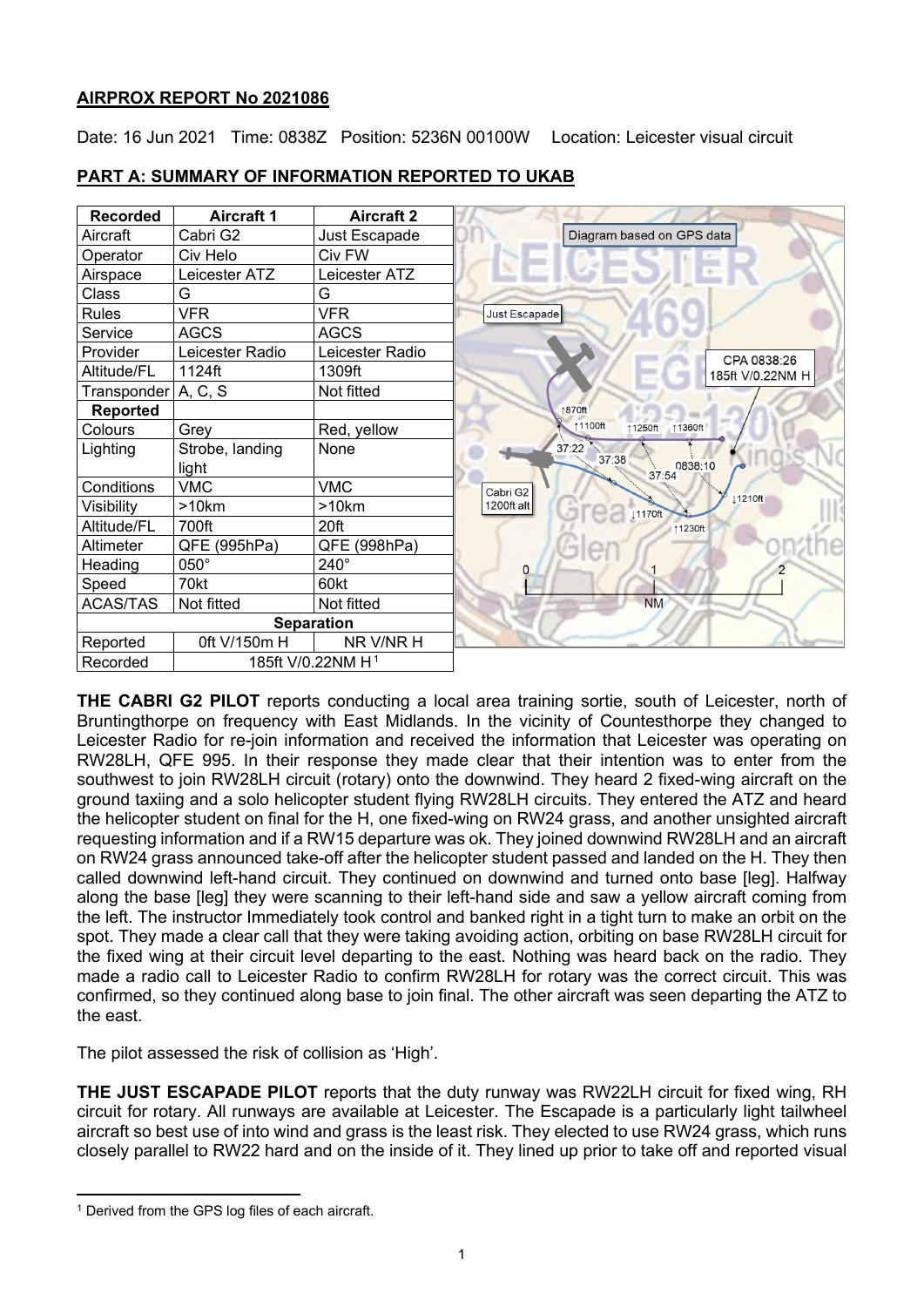**AIRPROX REPORT No 2021086**

Date: 16 Jun 2021 Time: 0838Z Position: 5236N 00100W Location: Leicester visual circuit

**PART A: SUMMARY OF INFORMATION REPORTED TO UKAB**

| Recorded | Aircraft 1 | Aircraft 2 |
|---|---|---|
| Aircraft | Cabri G2 | Just Escapade |
| Operator | Civ Helo | Civ FW |
| Airspace | Leicester ATZ | Leicester ATZ |
| Class | G | G |
| Rules | VFR | VFR |
| Service | AGCS | AGCS |
| Provider | Leicester Radio | Leicester Radio |
| Altitude/FL | 1124ft | 1309ft |
| Transponder | A, C, S | Not fitted |
| **Reported** | | |
| Colours | Grey | Red, yellow |
| Lighting | Strobe, landing light | None |
| Conditions | VMC | VMC |
| Visibility | >10km | >10km |
| Altitude/FL | 700ft | 20ft |
| Altimeter | QFE (995hPa) | QFE (998hPa) |
| Heading | 050° | 240° |
| Speed | 70kt | 60kt |
| ACAS/TAS | Not fitted | Not fitted |
| **Separation** | | |
| Reported | 0ft V/150m H | NR V/NR H |
| Recorded | 185ft V/0.22NM H[1] | |

**THE CABRI G2 PILOT** reports conducting a local area training sortie, south of Leicester, north of Bruntingthorpe on frequency with East Midlands. In the vicinity of Countesthorpe they changed to Leicester Radio for re-join information and received the information that Leicester was operating on RW28LH, QFE 995. In their response they made clear that their intention was to enter from the southwest to join RW28LH circuit (rotary) onto the downwind. They heard 2 fixed-wing aircraft on the ground taxiing and a solo helicopter student flying RW28LH circuits. They entered the ATZ and heard the helicopter student on final for the H, one fixed-wing on RW24 grass, and another unsighted aircraft requesting information and if a RW15 departure was ok. They joined downwind RW28LH and an aircraft on RW24 grass announced take-off after the helicopter student passed and landed on the H. They then called downwind left-hand circuit. They continued on downwind and turned onto base [leg]. Halfway along the base [leg] they were scanning to their left-hand side and saw a yellow aircraft coming from the left. The instructor Immediately took control and banked right in a tight turn to make an orbit on the spot. They made a clear call that they were taking avoiding action, orbiting on base RW28LH circuit for the fixed wing at their circuit level departing to the east. Nothing was heard back on the radio. They made a radio call to Leicester Radio to confirm RW28LH for rotary was the correct circuit. This was confirmed, so they continued along base to join final. The other aircraft was seen departing the ATZ to the east.

The pilot assessed the risk of collision as 'High'.

**THE JUST ESCAPADE PILOT** reports that the duty runway was RW22LH circuit for fixed wing, RH circuit for rotary. All runways are available at Leicester. The Escapade is a particularly light tailwheel aircraft so best use of into wind and grass is the least risk. They elected to use RW24 grass, which runs closely parallel to RW22 hard and on the inside of it. They lined up prior to take off and reported visual

[1] Derived from the GPS log files of each aircraft.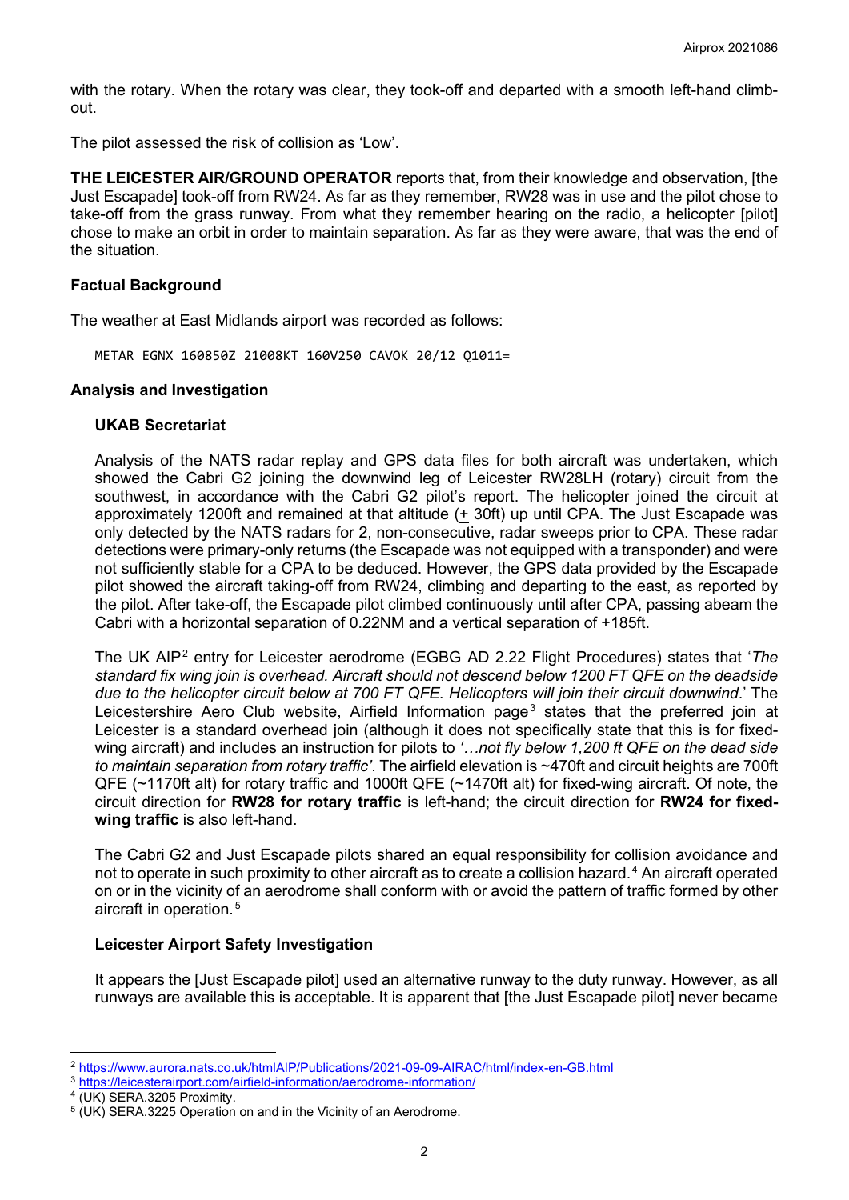with the rotary. When the rotary was clear, they took-off and departed with a smooth left-hand climb-out.

The pilot assessed the risk of collision as 'Low'.

**THE LEICESTER AIR/GROUND OPERATOR** reports that, from their knowledge and observation, [the Just Escapade] took-off from RW24. As far as they remember, RW28 was in use and the pilot chose to take-off from the grass runway. From what they remember hearing on the radio, a helicopter [pilot] chose to make an orbit in order to maintain separation. As far as they were aware, that was the end of the situation.

### Factual Background

The weather at East Midlands airport was recorded as follows:

```
METAR EGNX 160850Z 21008KT 160V250 CAVOK 20/12 Q1011=
```

### Analysis and Investigation

#### UKAB Secretariat

Analysis of the NATS radar replay and GPS data files for both aircraft was undertaken, which showed the Cabri G2 joining the downwind leg of Leicester RW28LH (rotary) circuit from the southwest, in accordance with the Cabri G2 pilot's report. The helicopter joined the circuit at approximately 1200ft and remained at that altitude (± 30ft) up until CPA. The Just Escapade was only detected by the NATS radars for 2, non-consecutive, radar sweeps prior to CPA. These radar detections were primary-only returns (the Escapade was not equipped with a transponder) and were not sufficiently stable for a CPA to be deduced. However, the GPS data provided by the Escapade pilot showed the aircraft taking-off from RW24, climbing and departing to the east, as reported by the pilot. After take-off, the Escapade pilot climbed continuously until after CPA, passing abeam the Cabri with a horizontal separation of 0.22NM and a vertical separation of +185ft.

The UK AIP[2] entry for Leicester aerodrome (EGBG AD 2.22 Flight Procedures) states that '*The standard fix wing join is overhead. Aircraft should not descend below 1200 FT QFE on the deadside due to the helicopter circuit below at 700 FT QFE. Helicopters will join their circuit downwind*.' The Leicestershire Aero Club website, Airfield Information page[3] states that the preferred join at Leicester is a standard overhead join (although it does not specifically state that this is for fixed-wing aircraft) and includes an instruction for pilots to *'…not fly below 1,200 ft QFE on the dead side to maintain separation from rotary traffic'*. The airfield elevation is ~470ft and circuit heights are 700ft QFE (~1170ft alt) for rotary traffic and 1000ft QFE (~1470ft alt) for fixed-wing aircraft. Of note, the circuit direction for **RW28 for rotary traffic** is left-hand; the circuit direction for **RW24 for fixed-wing traffic** is also left-hand.

The Cabri G2 and Just Escapade pilots shared an equal responsibility for collision avoidance and not to operate in such proximity to other aircraft as to create a collision hazard.[4] An aircraft operated on or in the vicinity of an aerodrome shall conform with or avoid the pattern of traffic formed by other aircraft in operation.[5]

#### Leicester Airport Safety Investigation

It appears the [Just Escapade pilot] used an alternative runway to the duty runway. However, as all runways are available this is acceptable. It is apparent that [the Just Escapade pilot] never became

---

[2] https://www.aurora.nats.co.uk/htmlAIP/Publications/2021-09-09-AIRAC/html/index-en-GB.html

[3] https://leicesterairport.com/airfield-information/aerodrome-information/

[4] (UK) SERA.3205 Proximity.

[5] (UK) SERA.3225 Operation on and in the Vicinity of an Aerodrome.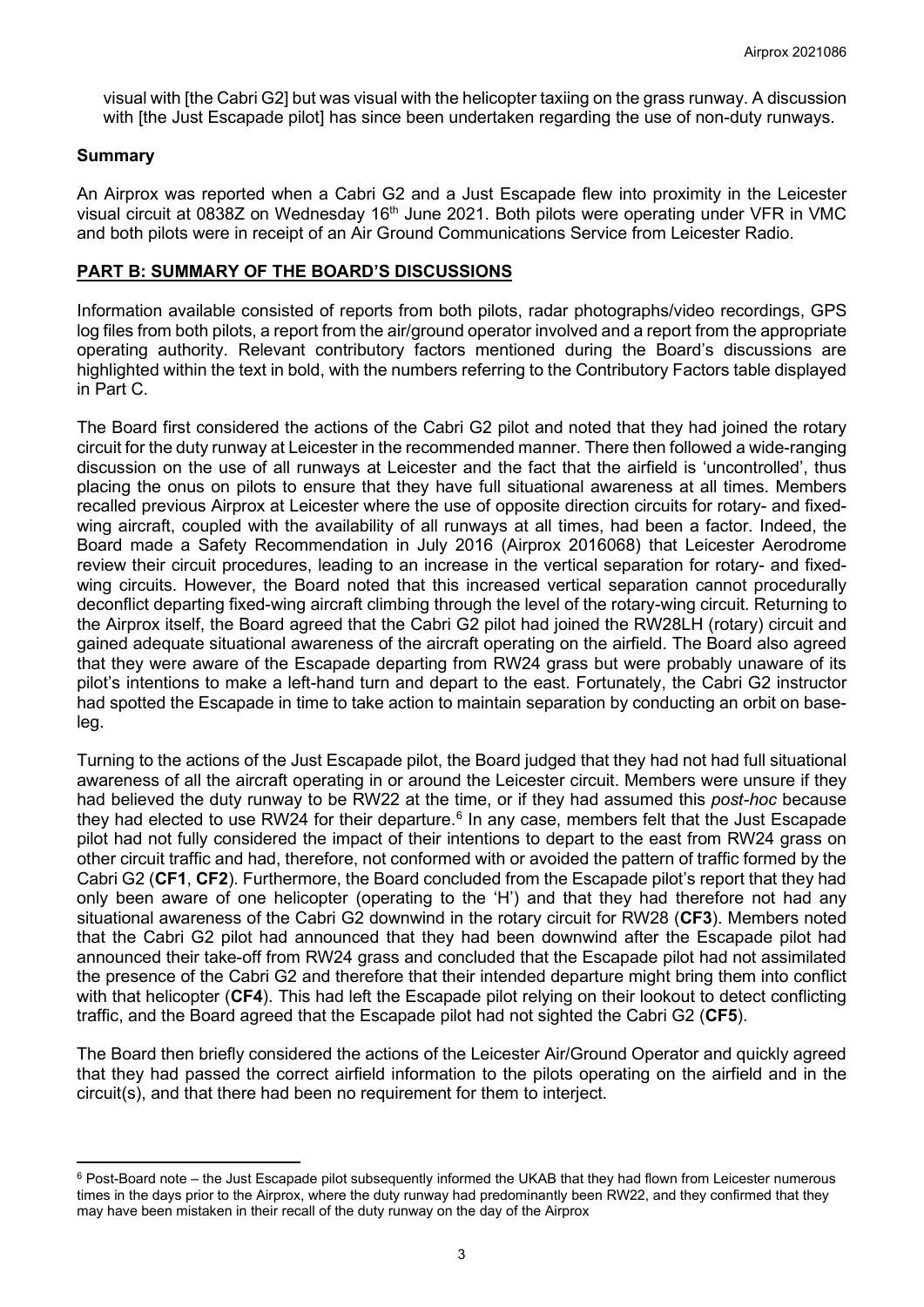visual with [the Cabri G2] but was visual with the helicopter taxiing on the grass runway. A discussion with [the Just Escapade pilot] has since been undertaken regarding the use of non-duty runways.

## Summary

An Airprox was reported when a Cabri G2 and a Just Escapade flew into proximity in the Leicester visual circuit at 0838Z on Wednesday 16th June 2021. Both pilots were operating under VFR in VMC and both pilots were in receipt of an Air Ground Communications Service from Leicester Radio.

## PART B: SUMMARY OF THE BOARD'S DISCUSSIONS

Information available consisted of reports from both pilots, radar photographs/video recordings, GPS log files from both pilots, a report from the air/ground operator involved and a report from the appropriate operating authority. Relevant contributory factors mentioned during the Board's discussions are highlighted within the text in bold, with the numbers referring to the Contributory Factors table displayed in Part C.

The Board first considered the actions of the Cabri G2 pilot and noted that they had joined the rotary circuit for the duty runway at Leicester in the recommended manner. There then followed a wide-ranging discussion on the use of all runways at Leicester and the fact that the airfield is 'uncontrolled', thus placing the onus on pilots to ensure that they have full situational awareness at all times. Members recalled previous Airprox at Leicester where the use of opposite direction circuits for rotary- and fixed-wing aircraft, coupled with the availability of all runways at all times, had been a factor. Indeed, the Board made a Safety Recommendation in July 2016 (Airprox 2016068) that Leicester Aerodrome review their circuit procedures, leading to an increase in the vertical separation for rotary- and fixed-wing circuits. However, the Board noted that this increased vertical separation cannot procedurally deconflict departing fixed-wing aircraft climbing through the level of the rotary-wing circuit. Returning to the Airprox itself, the Board agreed that the Cabri G2 pilot had joined the RW28LH (rotary) circuit and gained adequate situational awareness of the aircraft operating on the airfield. The Board also agreed that they were aware of the Escapade departing from RW24 grass but were probably unaware of its pilot's intentions to make a left-hand turn and depart to the east. Fortunately, the Cabri G2 instructor had spotted the Escapade in time to take action to maintain separation by conducting an orbit on base-leg.

Turning to the actions of the Just Escapade pilot, the Board judged that they had not had full situational awareness of all the aircraft operating in or around the Leicester circuit. Members were unsure if they had believed the duty runway to be RW22 at the time, or if they had assumed this *post-hoc* because they had elected to use RW24 for their departure.[6] In any case, members felt that the Just Escapade pilot had not fully considered the impact of their intentions to depart to the east from RW24 grass on other circuit traffic and had, therefore, not conformed with or avoided the pattern of traffic formed by the Cabri G2 (**CF1**, **CF2**). Furthermore, the Board concluded from the Escapade pilot's report that they had only been aware of one helicopter (operating to the 'H') and that they had therefore not had any situational awareness of the Cabri G2 downwind in the rotary circuit for RW28 (**CF3**). Members noted that the Cabri G2 pilot had announced that they had been downwind after the Escapade pilot had announced their take-off from RW24 grass and concluded that the Escapade pilot had not assimilated the presence of the Cabri G2 and therefore that their intended departure might bring them into conflict with that helicopter (**CF4**). This had left the Escapade pilot relying on their lookout to detect conflicting traffic, and the Board agreed that the Escapade pilot had not sighted the Cabri G2 (**CF5**).

The Board then briefly considered the actions of the Leicester Air/Ground Operator and quickly agreed that they had passed the correct airfield information to the pilots operating on the airfield and in the circuit(s), and that there had been no requirement for them to interject.

[6] Post-Board note – the Just Escapade pilot subsequently informed the UKAB that they had flown from Leicester numerous times in the days prior to the Airprox, where the duty runway had predominantly been RW22, and they confirmed that they may have been mistaken in their recall of the duty runway on the day of the Airprox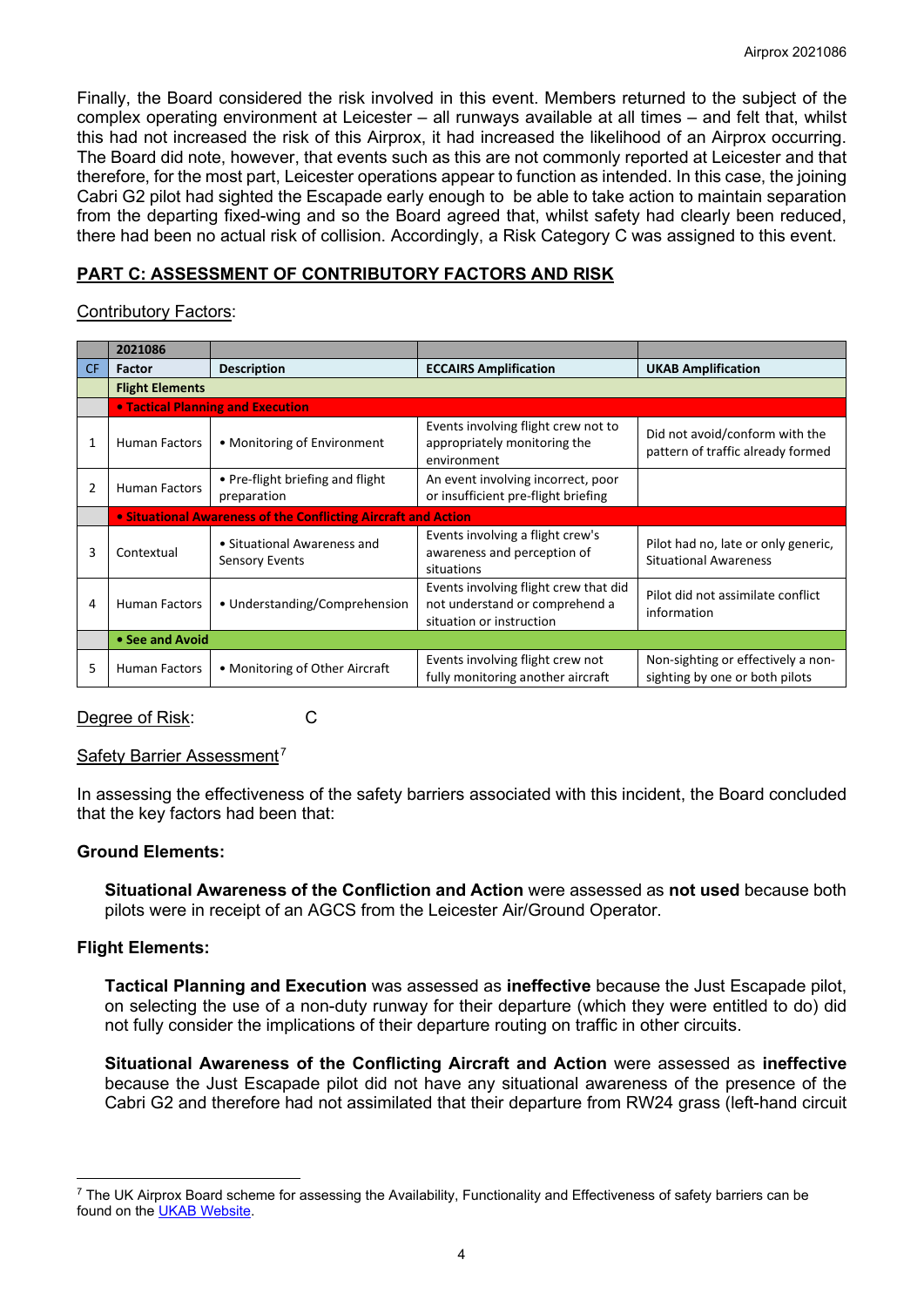Finally, the Board considered the risk involved in this event. Members returned to the subject of the complex operating environment at Leicester – all runways available at all times – and felt that, whilst this had not increased the risk of this Airprox, it had increased the likelihood of an Airprox occurring. The Board did note, however, that events such as this are not commonly reported at Leicester and that therefore, for the most part, Leicester operations appear to function as intended. In this case, the joining Cabri G2 pilot had sighted the Escapade early enough to be able to take action to maintain separation from the departing fixed-wing and so the Board agreed that, whilst safety had clearly been reduced, there had been no actual risk of collision. Accordingly, a Risk Category C was assigned to this event.

## PART C: ASSESSMENT OF CONTRIBUTORY FACTORS AND RISK

Contributory Factors:

| | 2021086 | | | |
|---|---|---|---|---|
| CF | Factor | Description | ECCAIRS Amplification | UKAB Amplification |
| | **Flight Elements** | | | |
| | **• Tactical Planning and Execution** | | | |
| 1 | Human Factors | • Monitoring of Environment | Events involving flight crew not to appropriately monitoring the environment | Did not avoid/conform with the pattern of traffic already formed |
| 2 | Human Factors | • Pre-flight briefing and flight preparation | An event involving incorrect, poor or insufficient pre-flight briefing | |
| | **• Situational Awareness of the Conflicting Aircraft and Action** | | | |
| 3 | Contextual | • Situational Awareness and Sensory Events | Events involving a flight crew's awareness and perception of situations | Pilot had no, late or only generic, Situational Awareness |
| 4 | Human Factors | • Understanding/Comprehension | Events involving flight crew that did not understand or comprehend a situation or instruction | Pilot did not assimilate conflict information |
| | **• See and Avoid** | | | |
| 5 | Human Factors | • Monitoring of Other Aircraft | Events involving flight crew not fully monitoring another aircraft | Non-sighting or effectively a non-sighting by one or both pilots |

Degree of Risk: C

Safety Barrier Assessment[7]

In assessing the effectiveness of the safety barriers associated with this incident, the Board concluded that the key factors had been that:

**Ground Elements:**

**Situational Awareness of the Confliction and Action** were assessed as **not used** because both pilots were in receipt of an AGCS from the Leicester Air/Ground Operator.

**Flight Elements:**

**Tactical Planning and Execution** was assessed as **ineffective** because the Just Escapade pilot, on selecting the use of a non-duty runway for their departure (which they were entitled to do) did not fully consider the implications of their departure routing on traffic in other circuits.

**Situational Awareness of the Conflicting Aircraft and Action** were assessed as **ineffective** because the Just Escapade pilot did not have any situational awareness of the presence of the Cabri G2 and therefore had not assimilated that their departure from RW24 grass (left-hand circuit

[7] The UK Airprox Board scheme for assessing the Availability, Functionality and Effectiveness of safety barriers can be found on the UKAB Website.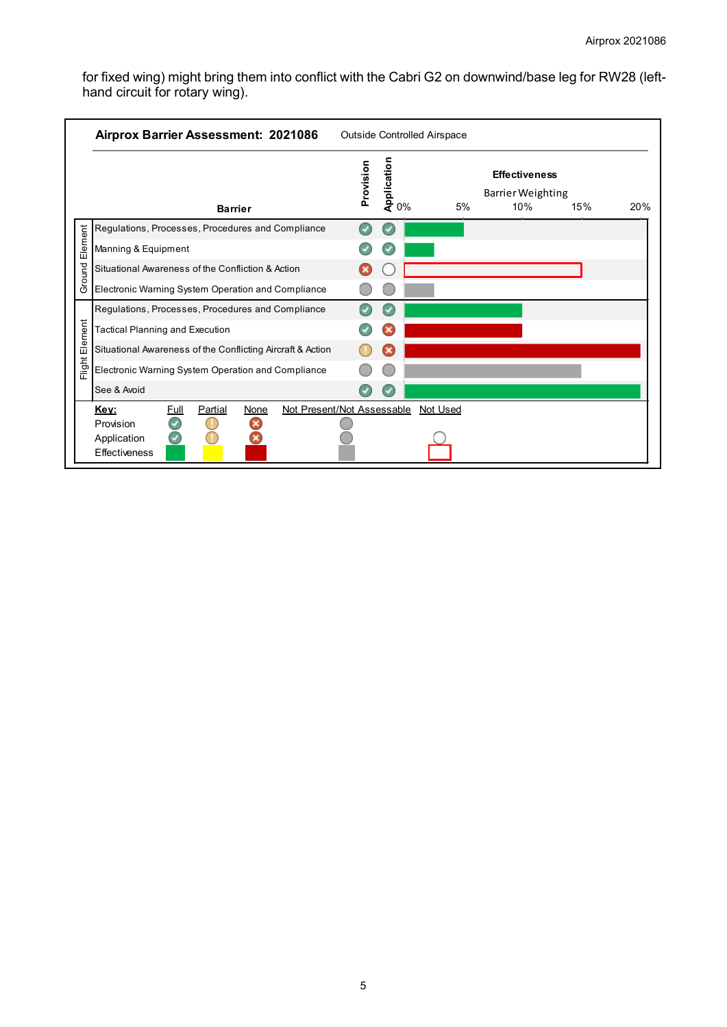for fixed wing) might bring them into conflict with the Cabri G2 on downwind/base leg for RW28 (left-hand circuit for rotary wing).

**Airprox Barrier Assessment: 2021086** Outside Controlled Airspace

Barrier

Provision

Application

Effectiveness

Barrier Weighting

0% 5% 10% 15% 20%

Ground Element

Regulations, Processes, Procedures and Compliance

Manning & Equipment

Situational Awareness of the Confliction & Action

Electronic Warning System Operation and Compliance

Flight Element

Regulations, Processes, Procedures and Compliance

Tactical Planning and Execution

Situational Awareness of the Conflicting Aircraft & Action

Electronic Warning System Operation and Compliance

See & Avoid

Key: Full Partial None Not Present/Not Assessable Not Used

Provision

Application

Effectiveness